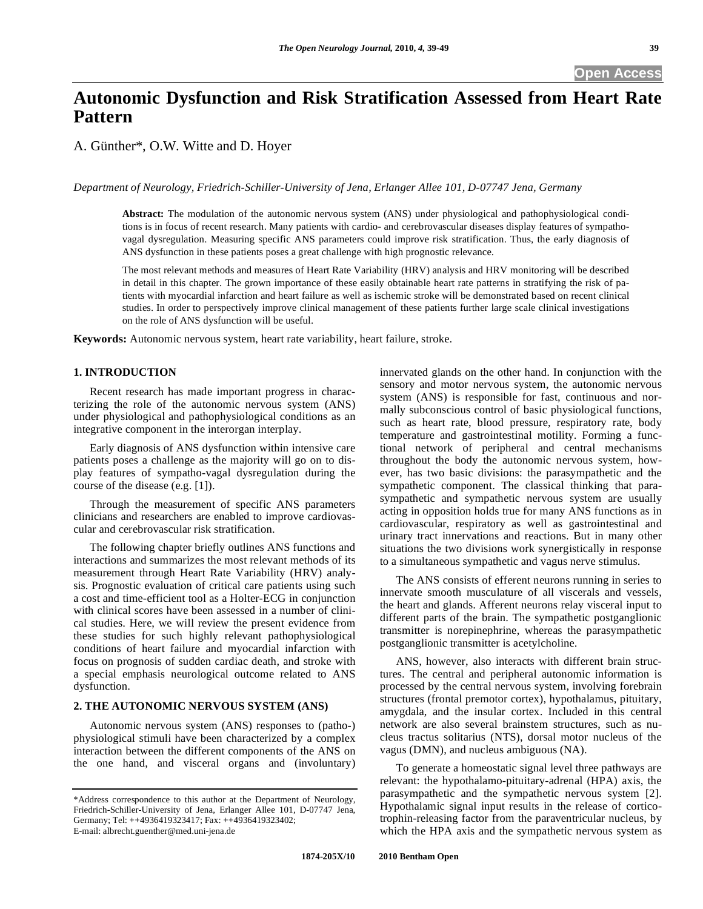# Autonomic Dysfunction and Risk Stratification Assessed from Heart Rate Pattern

A. Günther*, O.W. Witte and D. Hoyer

*Department of Neurology, Friedrich-Schiller-University of Jena, Erlanger Allee 101, D-07747 Jena, Germany*

**Abstract:** The modulation of the autonomic nervous system (ANS) under physiological and pathophysiological conditions is in focus of recent research. Many patients with cardio- and cerebrovascular diseases display features of sympatho-vagal dysregulation. Measuring specific ANS parameters could improve risk stratification. Thus, the early diagnosis of ANS dysfunction in these patients poses a great challenge with high prognostic relevance.

The most relevant methods and measures of Heart Rate Variability (HRV) analysis and HRV monitoring will be described in detail in this chapter. The grown importance of these easily obtainable heart rate patterns in stratifying the risk of patients with myocardial infarction and heart failure as well as ischemic stroke will be demonstrated based on recent clinical studies. In order to perspectively improve clinical management of these patients further large scale clinical investigations on the role of ANS dysfunction will be useful.

**Keywords:** Autonomic nervous system, heart rate variability, heart failure, stroke.

## 1. INTRODUCTION

Recent research has made important progress in characterizing the role of the autonomic nervous system (ANS) under physiological and pathophysiological conditions as an integrative component in the interorgan interplay.

Early diagnosis of ANS dysfunction within intensive care patients poses a challenge as the majority will go on to display features of sympatho-vagal dysregulation during the course of the disease (e.g. [1]).

Through the measurement of specific ANS parameters clinicians and researchers are enabled to improve cardiovascular and cerebrovascular risk stratification.

The following chapter briefly outlines ANS functions and interactions and summarizes the most relevant methods of its measurement through Heart Rate Variability (HRV) analysis. Prognostic evaluation of critical care patients using such a cost and time-efficient tool as a Holter-ECG in conjunction with clinical scores have been assessed in a number of clinical studies. Here, we will review the present evidence from these studies for such highly relevant pathophysiological conditions of heart failure and myocardial infarction with focus on prognosis of sudden cardiac death, and stroke with a special emphasis neurological outcome related to ANS dysfunction.

## 2. THE AUTONOMIC NERVOUS SYSTEM (ANS)

Autonomic nervous system (ANS) responses to (patho-) physiological stimuli have been characterized by a complex interaction between the different components of the ANS on the one hand, and visceral organs and (involuntary) innervated glands on the other hand. In conjunction with the sensory and motor nervous system, the autonomic nervous system (ANS) is responsible for fast, continuous and normally subconscious control of basic physiological functions, such as heart rate, blood pressure, respiratory rate, body temperature and gastrointestinal motility. Forming a functional network of peripheral and central mechanisms throughout the body the autonomic nervous system, however, has two basic divisions: the parasympathetic and the sympathetic component. The classical thinking that parasympathetic and sympathetic nervous system are usually acting in opposition holds true for many ANS functions as in cardiovascular, respiratory as well as gastrointestinal and urinary tract innervations and reactions. But in many other situations the two divisions work synergistically in response to a simultaneous sympathetic and vagus nerve stimulus.

The ANS consists of efferent neurons running in series to innervate smooth musculature of all viscerals and vessels, the heart and glands. Afferent neurons relay visceral input to different parts of the brain. The sympathetic postganglionic transmitter is norepinephrine, whereas the parasympathetic postganglionic transmitter is acetylcholine.

ANS, however, also interacts with different brain structures. The central and peripheral autonomic information is processed by the central nervous system, involving forebrain structures (frontal premotor cortex), hypothalamus, pituitary, amygdala, and the insular cortex. Included in this central network are also several brainstem structures, such as nucleus tractus solitarius (NTS), dorsal motor nucleus of the vagus (DMN), and nucleus ambiguous (NA).

To generate a homeostatic signal level three pathways are relevant: the hypothalamo-pituitary-adrenal (HPA) axis, the parasympathetic and the sympathetic nervous system [2]. Hypothalamic signal input results in the release of corticotrophin-releasing factor from the paraventricular nucleus, by which the HPA axis and the sympathetic nervous system as

*Address correspondence to this author at the Department of Neurology, Friedrich-Schiller-University of Jena, Erlanger Allee 101, D-07747 Jena, Germany; Tel: ++4936419323417; Fax: ++4936419323402; E-mail: albrecht.guenther@med.uni-jena.de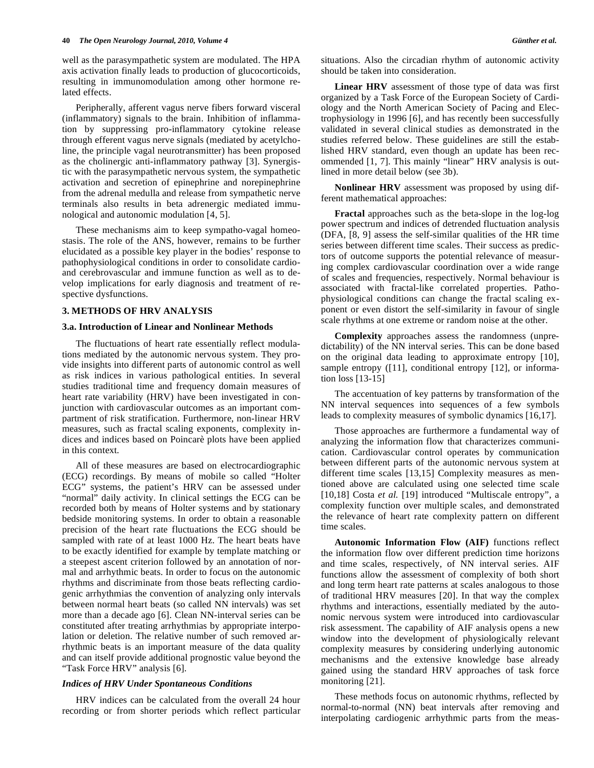well as the parasympathetic system are modulated. The HPA axis activation finally leads to production of glucocorticoids, resulting in immunomodulation among other hormone related effects.

Peripherally, afferent vagus nerve fibers forward visceral (inflammatory) signals to the brain. Inhibition of inflammation by suppressing pro-inflammatory cytokine release through efferent vagus nerve signals (mediated by acetylcholine, the principle vagal neurotransmitter) has been proposed as the cholinergic anti-inflammatory pathway [3]. Synergistic with the parasympathetic nervous system, the sympathetic activation and secretion of epinephrine and norepinephrine from the adrenal medulla and release from sympathetic nerve terminals also results in beta adrenergic mediated immunological and autonomic modulation [4, 5].

These mechanisms aim to keep sympatho-vagal homeostasis. The role of the ANS, however, remains to be further elucidated as a possible key player in the bodies' response to pathophysiological conditions in order to consolidate cardio- and cerebrovascular and immune function as well as to develop implications for early diagnosis and treatment of respective dysfunctions.

## 3. METHODS OF HRV ANALYSIS

### 3.a. Introduction of Linear and Nonlinear Methods

The fluctuations of heart rate essentially reflect modulations mediated by the autonomic nervous system. They provide insights into different parts of autonomic control as well as risk indices in various pathological entities. In several studies traditional time and frequency domain measures of heart rate variability (HRV) have been investigated in conjunction with cardiovascular outcomes as an important compartment of risk stratification. Furthermore, non-linear HRV measures, such as fractal scaling exponents, complexity indices and indices based on Poincarè plots have been applied in this context.

All of these measures are based on electrocardiographic (ECG) recordings. By means of mobile so called "Holter ECG" systems, the patient's HRV can be assessed under "normal" daily activity. In clinical settings the ECG can be recorded both by means of Holter systems and by stationary bedside monitoring systems. In order to obtain a reasonable precision of the heart rate fluctuations the ECG should be sampled with rate of at least 1000 Hz. The heart beats have to be exactly identified for example by template matching or a steepest ascent criterion followed by an annotation of normal and arrhythmic beats. In order to focus on the autonomic rhythms and discriminate from those beats reflecting cardiogenic arrhythmias the convention of analyzing only intervals between normal heart beats (so called NN intervals) was set more than a decade ago [6]. Clean NN-interval series can be constituted after treating arrhythmias by appropriate interpolation or deletion. The relative number of such removed arrhythmic beats is an important measure of the data quality and can itself provide additional prognostic value beyond the "Task Force HRV" analysis [6].

### *Indices of HRV Under Spontaneous Conditions*

HRV indices can be calculated from the overall 24 hour recording or from shorter periods which reflect particular situations. Also the circadian rhythm of autonomic activity should be taken into consideration.

**Linear HRV** assessment of those type of data was first organized by a Task Force of the European Society of Cardiology and the North American Society of Pacing and Electrophysiology in 1996 [6], and has recently been successfully validated in several clinical studies as demonstrated in the studies referred below. These guidelines are still the established HRV standard, even though an update has been recommended [1, 7]. This mainly "linear" HRV analysis is outlined in more detail below (see 3b).

**Nonlinear HRV** assessment was proposed by using different mathematical approaches:

**Fractal** approaches such as the beta-slope in the log-log power spectrum and indices of detrended fluctuation analysis (DFA, [8, 9] assess the self-similar qualities of the HR time series between different time scales. Their success as predictors of outcome supports the potential relevance of measuring complex cardiovascular coordination over a wide range of scales and frequencies, respectively. Normal behaviour is associated with fractal-like correlated properties. Pathophysiological conditions can change the fractal scaling exponent or even distort the self-similarity in favour of single scale rhythms at one extreme or random noise at the other.

**Complexity** approaches assess the randomness (unpredictability) of the NN interval series. This can be done based on the original data leading to approximate entropy [10], sample entropy ([11], conditional entropy [12], or information loss [13-15]

The accentuation of key patterns by transformation of the NN interval sequences into sequences of a few symbols leads to complexity measures of symbolic dynamics [16,17].

Those approaches are furthermore a fundamental way of analyzing the information flow that characterizes communication. Cardiovascular control operates by communication between different parts of the autonomic nervous system at different time scales [13,15] Complexity measures as mentioned above are calculated using one selected time scale [10,18] Costa *et al.* [19] introduced "Multiscale entropy", a complexity function over multiple scales, and demonstrated the relevance of heart rate complexity pattern on different time scales.

**Autonomic Information Flow (AIF)** functions reflect the information flow over different prediction time horizons and time scales, respectively, of NN interval series. AIF functions allow the assessment of complexity of both short and long term heart rate patterns at scales analogous to those of traditional HRV measures [20]. In that way the complex rhythms and interactions, essentially mediated by the autonomic nervous system were introduced into cardiovascular risk assessment. The capability of AIF analysis opens a new window into the development of physiologically relevant complexity measures by considering underlying autonomic mechanisms and the extensive knowledge base already gained using the standard HRV approaches of task force monitoring [21].

These methods focus on autonomic rhythms, reflected by normal-to-normal (NN) beat intervals after removing and interpolating cardiogenic arrhythmic parts from the meas-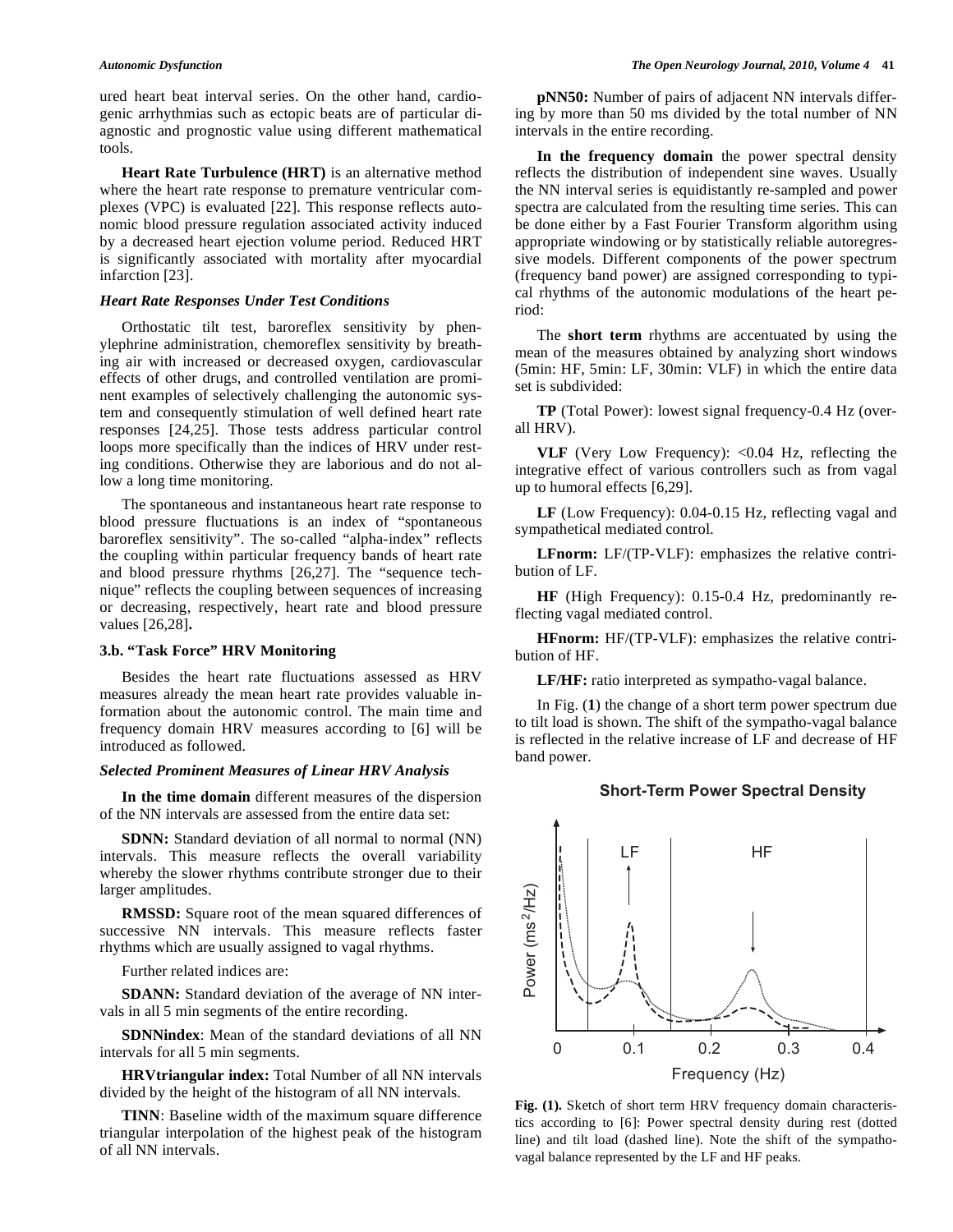ured heart beat interval series. On the other hand, cardiogenic arrhythmias such as ectopic beats are of particular diagnostic and prognostic value using different mathematical tools.

**Heart Rate Turbulence (HRT)** is an alternative method where the heart rate response to premature ventricular complexes (VPC) is evaluated [22]. This response reflects autonomic blood pressure regulation associated activity induced by a decreased heart ejection volume period. Reduced HRT is significantly associated with mortality after myocardial infarction [23].

### *Heart Rate Responses Under Test Conditions*

Orthostatic tilt test, baroreflex sensitivity by phenylephrine administration, chemoreflex sensitivity by breathing air with increased or decreased oxygen, cardiovascular effects of other drugs, and controlled ventilation are prominent examples of selectively challenging the autonomic system and consequently stimulation of well defined heart rate responses [24,25]. Those tests address particular control loops more specifically than the indices of HRV under resting conditions. Otherwise they are laborious and do not allow a long time monitoring.

The spontaneous and instantaneous heart rate response to blood pressure fluctuations is an index of "spontaneous baroreflex sensitivity". The so-called "alpha-index" reflects the coupling within particular frequency bands of heart rate and blood pressure rhythms [26,27]. The "sequence technique" reflects the coupling between sequences of increasing or decreasing, respectively, heart rate and blood pressure values [26,28].

### 3.b. "Task Force" HRV Monitoring

Besides the heart rate fluctuations assessed as HRV measures already the mean heart rate provides valuable information about the autonomic control. The main time and frequency domain HRV measures according to [6] will be introduced as followed.

### *Selected Prominent Measures of Linear HRV Analysis*

**In the time domain** different measures of the dispersion of the NN intervals are assessed from the entire data set:

**SDNN:** Standard deviation of all normal to normal (NN) intervals. This measure reflects the overall variability whereby the slower rhythms contribute stronger due to their larger amplitudes.

**RMSSD:** Square root of the mean squared differences of successive NN intervals. This measure reflects faster rhythms which are usually assigned to vagal rhythms.

Further related indices are:

**SDANN:** Standard deviation of the average of NN intervals in all 5 min segments of the entire recording.

**SDNNindex**: Mean of the standard deviations of all NN intervals for all 5 min segments.

**HRVtriangular index:** Total Number of all NN intervals divided by the height of the histogram of all NN intervals.

**TINN**: Baseline width of the maximum square difference triangular interpolation of the highest peak of the histogram of all NN intervals.

**pNN50:** Number of pairs of adjacent NN intervals differing by more than 50 ms divided by the total number of NN intervals in the entire recording.

**In the frequency domain** the power spectral density reflects the distribution of independent sine waves. Usually the NN interval series is equidistantly re-sampled and power spectra are calculated from the resulting time series. This can be done either by a Fast Fourier Transform algorithm using appropriate windowing or by statistically reliable autoregressive models. Different components of the power spectrum (frequency band power) are assigned corresponding to typical rhythms of the autonomic modulations of the heart period:

The **short term** rhythms are accentuated by using the mean of the measures obtained by analyzing short windows (5min: HF, 5min: LF, 30min: VLF) in which the entire data set is subdivided:

**TP** (Total Power): lowest signal frequency-0.4 Hz (overall HRV).

**VLF** (Very Low Frequency): <0.04 Hz, reflecting the integrative effect of various controllers such as from vagal up to humoral effects [6,29].

**LF** (Low Frequency): 0.04-0.15 Hz, reflecting vagal and sympathetical mediated control.

**LFnorm:** LF/(TP-VLF): emphasizes the relative contribution of LF.

**HF** (High Frequency): 0.15-0.4 Hz, predominantly reflecting vagal mediated control.

**HFnorm:** HF/(TP-VLF): emphasizes the relative contribution of HF.

**LF/HF:** ratio interpreted as sympatho-vagal balance.

In Fig. (**1**) the change of a short term power spectrum due to tilt load is shown. The shift of the sympatho-vagal balance is reflected in the relative increase of LF and decrease of HF band power.

**Short-Term Power Spectral Density**

**Fig. (1).** Sketch of short term HRV frequency domain characteristics according to [6]: Power spectral density during rest (dotted line) and tilt load (dashed line). Note the shift of the sympatho-vagal balance represented by the LF and HF peaks.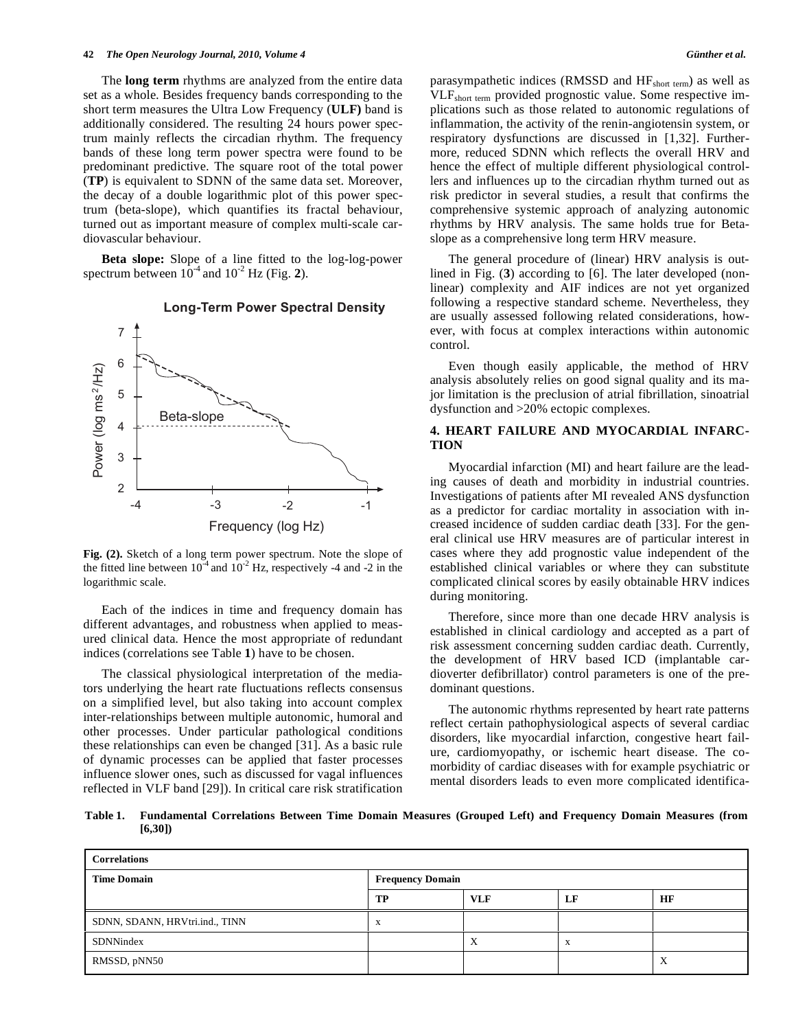The **long term** rhythms are analyzed from the entire data set as a whole. Besides frequency bands corresponding to the short term measures the Ultra Low Frequency (**ULF)** band is additionally considered. The resulting 24 hours power spectrum mainly reflects the circadian rhythm. The frequency bands of these long term power spectra were found to be predominant predictive. The square root of the total power (**TP**) is equivalent to SDNN of the same data set. Moreover, the decay of a double logarithmic plot of this power spectrum (beta-slope), which quantifies its fractal behaviour, turned out as important measure of complex multi-scale cardiovascular behaviour.

**Beta slope:** Slope of a line fitted to the log-log-power spectrum between $10^{-4}$ and $10^{-2}$ Hz (Fig. **2**).

**Fig. (2).** Sketch of a long term power spectrum. Note the slope of the fitted line between $10^{-4}$ and $10^{-2}$ Hz, respectively -4 and -2 in the logarithmic scale.

Each of the indices in time and frequency domain has different advantages, and robustness when applied to measured clinical data. Hence the most appropriate of redundant indices (correlations see Table **1**) have to be chosen.

The classical physiological interpretation of the mediators underlying the heart rate fluctuations reflects consensus on a simplified level, but also taking into account complex inter-relationships between multiple autonomic, humoral and other processes. Under particular pathological conditions these relationships can even be changed [31]. As a basic rule of dynamic processes can be applied that faster processes influence slower ones, such as discussed for vagal influences reflected in VLF band [29]). In critical care risk stratification parasympathetic indices (RMSSD and $HF_{short\ term}$) as well as $VLF_{short\ term}$ provided prognostic value. Some respective implications such as those related to autonomic regulations of inflammation, the activity of the renin-angiotensin system, or respiratory dysfunctions are discussed in [1,32]. Furthermore, reduced SDNN which reflects the overall HRV and hence the effect of multiple different physiological controllers and influences up to the circadian rhythm turned out as risk predictor in several studies, a result that confirms the comprehensive systemic approach of analyzing autonomic rhythms by HRV analysis. The same holds true for Beta-slope as a comprehensive long term HRV measure.

The general procedure of (linear) HRV analysis is outlined in Fig. (**3**) according to [6]. The later developed (non-linear) complexity and AIF indices are not yet organized following a respective standard scheme. Nevertheless, they are usually assessed following related considerations, however, with focus at complex interactions within autonomic control.

Even though easily applicable, the method of HRV analysis absolutely relies on good signal quality and its major limitation is the preclusion of atrial fibrillation, sinoatrial dysfunction and >20% ectopic complexes.

## 4. HEART FAILURE AND MYOCARDIAL INFARCTION

Myocardial infarction (MI) and heart failure are the leading causes of death and morbidity in industrial countries. Investigations of patients after MI revealed ANS dysfunction as a predictor for cardiac mortality in association with increased incidence of sudden cardiac death [33]. For the general clinical use HRV measures are of particular interest in cases where they add prognostic value independent of the established clinical variables or where they can substitute complicated clinical scores by easily obtainable HRV indices during monitoring.

Therefore, since more than one decade HRV analysis is established in clinical cardiology and accepted as a part of risk assessment concerning sudden cardiac death. Currently, the development of HRV based ICD (implantable cardioverter defibrillator) control parameters is one of the predominant questions.

The autonomic rhythms represented by heart rate patterns reflect certain pathophysiological aspects of several cardiac disorders, like myocardial infarction, congestive heart failure, cardiomyopathy, or ischemic heart disease. The comorbidity of cardiac diseases with for example psychiatric or mental disorders leads to even more complicated identifica-

**Table 1. Fundamental Correlations Between Time Domain Measures (Grouped Left) and Frequency Domain Measures (from [6,30])**

| Correlations | | | | |
|---|---|---|---|---|
| **Time Domain** | **Frequency Domain** | | | |
| | **TP** | **VLF** | **LF** | **HF** |
| SDNN, SDANN, HRVtri.ind., TINN | x | | | |
| SDNNindex | | X | x | |
| RMSSD, pNN50 | | | | X |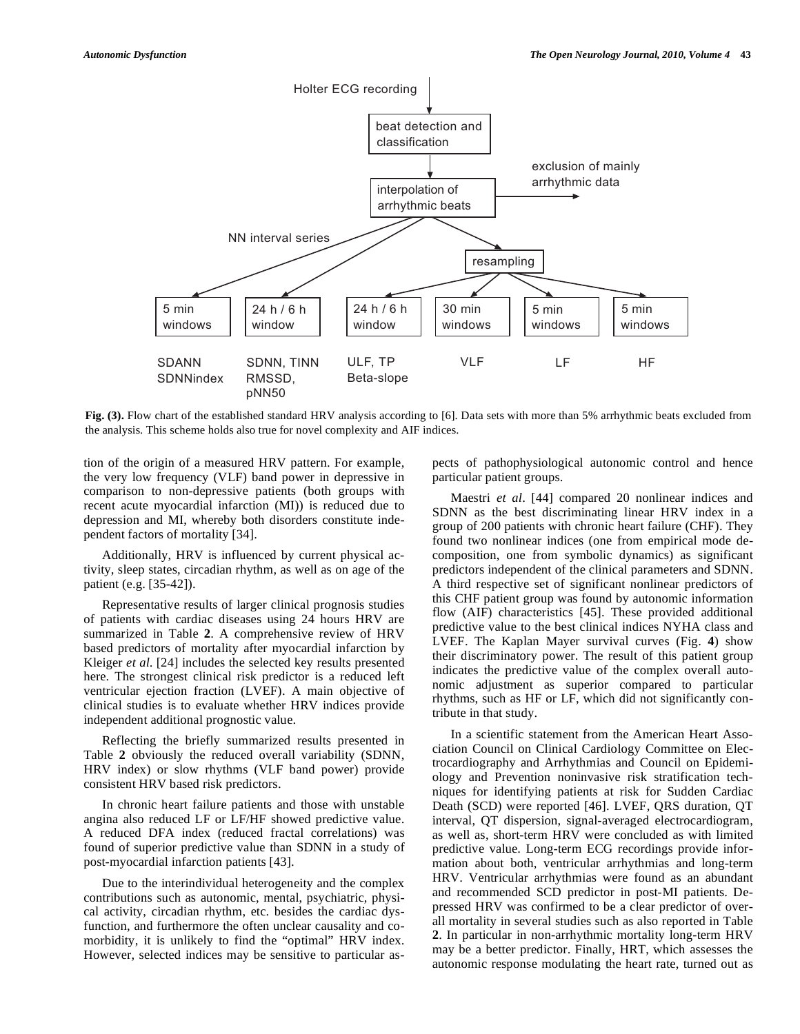Holter ECG recording

beat detection and classification

interpolation of arrhythmic beats → exclusion of mainly arrhythmic data

NN interval series

resampling

| 5 min windows | 24 h / 6 h window | 24 h / 6 h window | 30 min windows | 5 min windows | 5 min windows |
|---|---|---|---|---|---|
| SDANN SDNNindex | SDNN, TINN RMSSD, pNN50 | ULF, TP Beta-slope | VLF | LF | HF |

**Fig. (3).** Flow chart of the established standard HRV analysis according to [6]. Data sets with more than 5% arrhythmic beats excluded from the analysis. This scheme holds also true for novel complexity and AIF indices.

tion of the origin of a measured HRV pattern. For example, the very low frequency (VLF) band power in depressive in comparison to non-depressive patients (both groups with recent acute myocardial infarction (MI)) is reduced due to depression and MI, whereby both disorders constitute independent factors of mortality [34].

Additionally, HRV is influenced by current physical activity, sleep states, circadian rhythm, as well as on age of the patient (e.g. [35-42]).

Representative results of larger clinical prognosis studies of patients with cardiac diseases using 24 hours HRV are summarized in Table **2**. A comprehensive review of HRV based predictors of mortality after myocardial infarction by Kleiger *et al.* [24] includes the selected key results presented here. The strongest clinical risk predictor is a reduced left ventricular ejection fraction (LVEF). A main objective of clinical studies is to evaluate whether HRV indices provide independent additional prognostic value.

Reflecting the briefly summarized results presented in Table **2** obviously the reduced overall variability (SDNN, HRV index) or slow rhythms (VLF band power) provide consistent HRV based risk predictors.

In chronic heart failure patients and those with unstable angina also reduced LF or LF/HF showed predictive value. A reduced DFA index (reduced fractal correlations) was found of superior predictive value than SDNN in a study of post-myocardial infarction patients [43].

Due to the interindividual heterogeneity and the complex contributions such as autonomic, mental, psychiatric, physical activity, circadian rhythm, etc. besides the cardiac dysfunction, and furthermore the often unclear causality and comorbidity, it is unlikely to find the "optimal" HRV index. However, selected indices may be sensitive to particular aspects of pathophysiological autonomic control and hence particular patient groups.

Maestri *et al*. [44] compared 20 nonlinear indices and SDNN as the best discriminating linear HRV index in a group of 200 patients with chronic heart failure (CHF). They found two nonlinear indices (one from empirical mode decomposition, one from symbolic dynamics) as significant predictors independent of the clinical parameters and SDNN. A third respective set of significant nonlinear predictors of this CHF patient group was found by autonomic information flow (AIF) characteristics [45]. These provided additional predictive value to the best clinical indices NYHA class and LVEF. The Kaplan Mayer survival curves (Fig. **4**) show their discriminatory power. The result of this patient group indicates the predictive value of the complex overall autonomic adjustment as superior compared to particular rhythms, such as HF or LF, which did not significantly contribute in that study.

In a scientific statement from the American Heart Association Council on Clinical Cardiology Committee on Electrocardiography and Arrhythmias and Council on Epidemiology and Prevention noninvasive risk stratification techniques for identifying patients at risk for Sudden Cardiac Death (SCD) were reported [46]. LVEF, QRS duration, QT interval, QT dispersion, signal-averaged electrocardiogram, as well as, short-term HRV were concluded as with limited predictive value. Long-term ECG recordings provide information about both, ventricular arrhythmias and long-term HRV. Ventricular arrhythmias were found as an abundant and recommended SCD predictor in post-MI patients. Depressed HRV was confirmed to be a clear predictor of overall mortality in several studies such as also reported in Table **2**. In particular in non-arrhythmic mortality long-term HRV may be a better predictor. Finally, HRT, which assesses the autonomic response modulating the heart rate, turned out as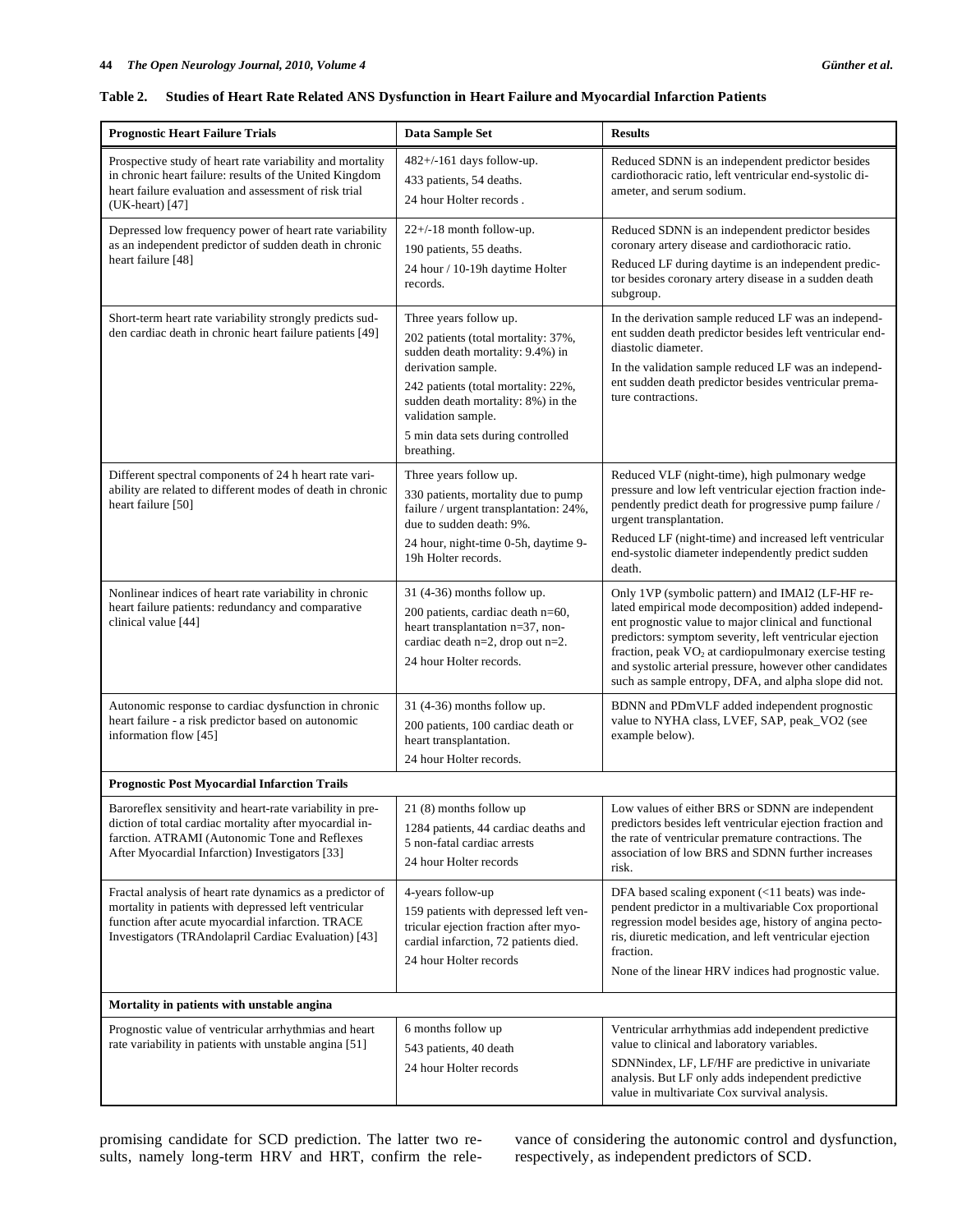**Table 2. Studies of Heart Rate Related ANS Dysfunction in Heart Failure and Myocardial Infarction Patients**

| Prognostic Heart Failure Trials | Data Sample Set | Results |
|---|---|---|
| Prospective study of heart rate variability and mortality in chronic heart failure: results of the United Kingdom heart failure evaluation and assessment of risk trial (UK-heart) [47] | 482+/-161 days follow-up.<br>433 patients, 54 deaths.<br>24 hour Holter records . | Reduced SDNN is an independent predictor besides cardiothoracic ratio, left ventricular end-systolic diameter, and serum sodium. |
| Depressed low frequency power of heart rate variability as an independent predictor of sudden death in chronic heart failure [48] | 22+/-18 month follow-up.<br>190 patients, 55 deaths.<br>24 hour / 10-19h daytime Holter records. | Reduced SDNN is an independent predictor besides coronary artery disease and cardiothoracic ratio.<br>Reduced LF during daytime is an independent predictor besides coronary artery disease in a sudden death subgroup. |
| Short-term heart rate variability strongly predicts sudden cardiac death in chronic heart failure patients [49] | Three years follow up.<br>202 patients (total mortality: 37%, sudden death mortality: 9.4%) in derivation sample.<br>242 patients (total mortality: 22%, sudden death mortality: 8%) in the validation sample.<br>5 min data sets during controlled breathing. | In the derivation sample reduced LF was an independent sudden death predictor besides left ventricular end-diastolic diameter.<br>In the validation sample reduced LF was an independent sudden death predictor besides ventricular premature contractions. |
| Different spectral components of 24 h heart rate variability are related to different modes of death in chronic heart failure [50] | Three years follow up.<br>330 patients, mortality due to pump failure / urgent transplantation: 24%, due to sudden death: 9%.<br>24 hour, night-time 0-5h, daytime 9-19h Holter records. | Reduced VLF (night-time), high pulmonary wedge pressure and low left ventricular ejection fraction independently predict death for progressive pump failure / urgent transplantation.<br>Reduced LF (night-time) and increased left ventricular end-systolic diameter independently predict sudden death. |
| Nonlinear indices of heart rate variability in chronic heart failure patients: redundancy and comparative clinical value [44] | 31 (4-36) months follow up.<br>200 patients, cardiac death n=60, heart transplantation n=37, non-cardiac death n=2, drop out n=2.<br>24 hour Holter records. | Only 1VP (symbolic pattern) and IMAI2 (LF-HF related empirical mode decomposition) added independent prognostic value to major clinical and functional predictors: symptom severity, left ventricular ejection fraction, peak $VO_2$ at cardiopulmonary exercise testing and systolic arterial pressure, however other candidates such as sample entropy, DFA, and alpha slope did not. |
| Autonomic response to cardiac dysfunction in chronic heart failure - a risk predictor based on autonomic information flow [45] | 31 (4-36) months follow up.<br>200 patients, 100 cardiac death or heart transplantation.<br>24 hour Holter records. | BDNN and PDmVLF added independent prognostic value to NYHA class, LVEF, SAP, peak_VO2 (see example below). |
| **Prognostic Post Myocardial Infarction Trails** | | |
| Baroreflex sensitivity and heart-rate variability in prediction of total cardiac mortality after myocardial infarction. ATRAMI (Autonomic Tone and Reflexes After Myocardial Infarction) Investigators [33] | 21 (8) months follow up<br>1284 patients, 44 cardiac deaths and 5 non-fatal cardiac arrests<br>24 hour Holter records | Low values of either BRS or SDNN are independent predictors besides left ventricular ejection fraction and the rate of ventricular premature contractions. The association of low BRS and SDNN further increases risk. |
| Fractal analysis of heart rate dynamics as a predictor of mortality in patients with depressed left ventricular function after acute myocardial infarction. TRACE Investigators (TRAndolapril Cardiac Evaluation) [43] | 4-years follow-up<br>159 patients with depressed left ventricular ejection fraction after myocardial infarction, 72 patients died.<br>24 hour Holter records | DFA based scaling exponent (<11 beats) was independent predictor in a multivariable Cox proportional regression model besides age, history of angina pectoris, diuretic medication, and left ventricular ejection fraction.<br>None of the linear HRV indices had prognostic value. |
| **Mortality in patients with unstable angina** | | |
| Prognostic value of ventricular arrhythmias and heart rate variability in patients with unstable angina [51] | 6 months follow up<br>543 patients, 40 death<br>24 hour Holter records | Ventricular arrhythmias add independent predictive value to clinical and laboratory variables.<br>SDNNindex, LF, LF/HF are predictive in univariate analysis. But LF only adds independent predictive value in multivariate Cox survival analysis. |

promising candidate for SCD prediction. The latter two results, namely long-term HRV and HRT, confirm the relevance of considering the autonomic control and dysfunction, respectively, as independent predictors of SCD.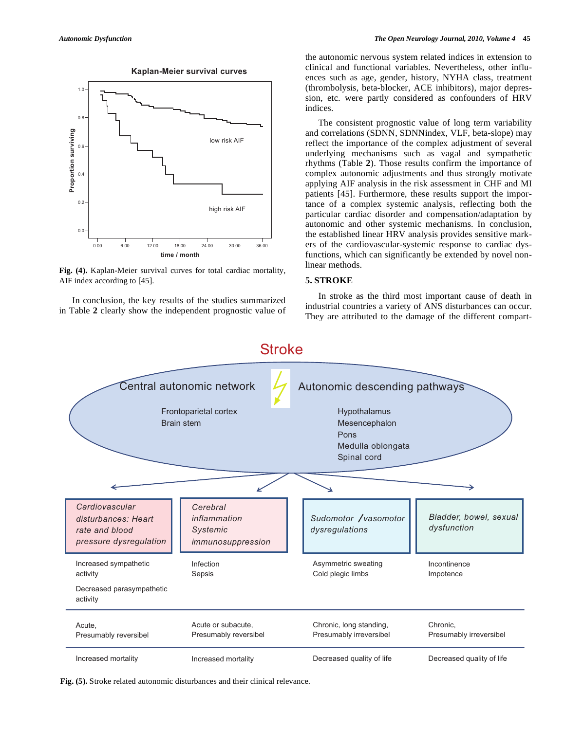Fig. (4). Kaplan-Meier survival curves for total cardiac mortality, AIF index according to [45].

In conclusion, the key results of the studies summarized in Table 2 clearly show the independent prognostic value of the autonomic nervous system related indices in extension to clinical and functional variables. Nevertheless, other influences such as age, gender, history, NYHA class, treatment (thrombolysis, beta-blocker, ACE inhibitors), major depression, etc. were partly considered as confounders of HRV indices.

The consistent prognostic value of long term variability and correlations (SDNN, SDNNindex, VLF, beta-slope) may reflect the importance of the complex adjustment of several underlying mechanisms such as vagal and sympathetic rhythms (Table **2**). Those results confirm the importance of complex autonomic adjustments and thus strongly motivate applying AIF analysis in the risk assessment in CHF and MI patients [45]. Furthermore, these results support the importance of a complex systemic analysis, reflecting both the particular cardiac disorder and compensation/adaptation by autonomic and other systemic mechanisms. In conclusion, the established linear HRV analysis provides sensitive markers of the cardiovascular-systemic response to cardiac dysfunctions, which can significantly be extended by novel non-linear methods.

## 5. STROKE

In stroke as the third most important cause of death in industrial countries a variety of ANS disturbances can occur. They are attributed to the damage of the different compart-

Fig. (5). Stroke related autonomic disturbances and their clinical relevance.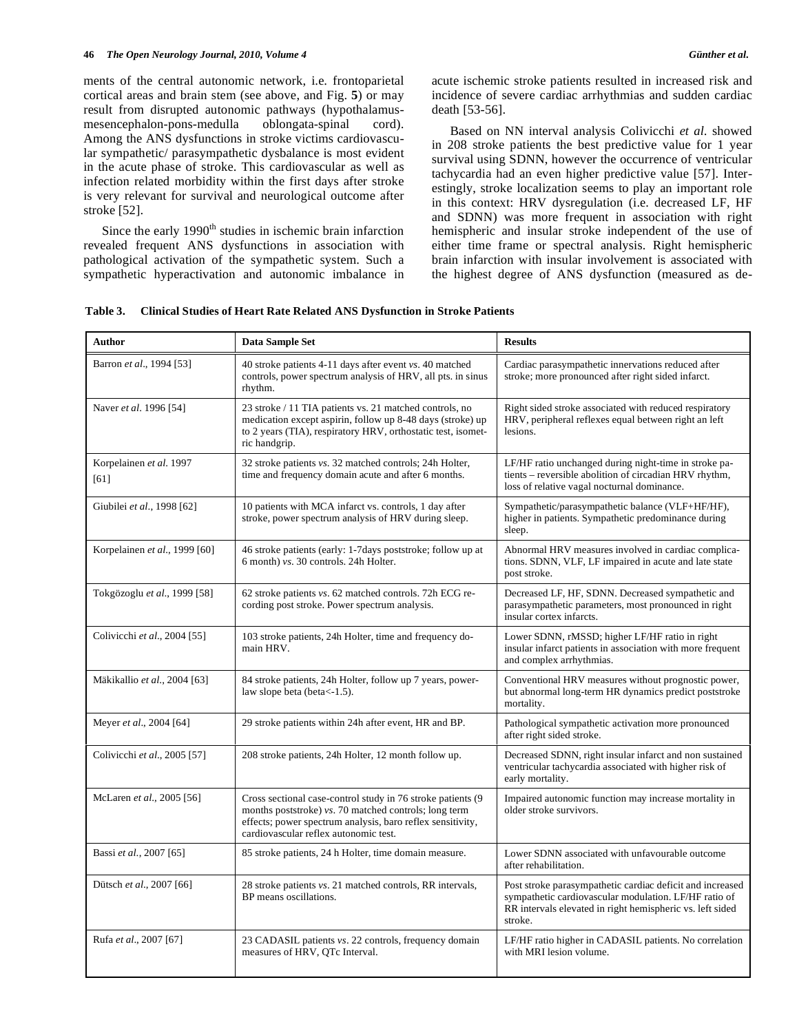ments of the central autonomic network, i.e. frontoparietal cortical areas and brain stem (see above, and Fig. **5**) or may result from disrupted autonomic pathways (hypothalamus-mesencephalon-pons-medulla oblongata-spinal cord). Among the ANS dysfunctions in stroke victims cardiovascular sympathetic/ parasympathetic dysbalance is most evident in the acute phase of stroke. This cardiovascular as well as infection related morbidity within the first days after stroke is very relevant for survival and neurological outcome after stroke [52].

Since the early 1990$^{th}$ studies in ischemic brain infarction revealed frequent ANS dysfunctions in association with pathological activation of the sympathetic system. Such a sympathetic hyperactivation and autonomic imbalance in acute ischemic stroke patients resulted in increased risk and incidence of severe cardiac arrhythmias and sudden cardiac death [53-56].

Based on NN interval analysis Colivicchi *et al.* showed in 208 stroke patients the best predictive value for 1 year survival using SDNN, however the occurrence of ventricular tachycardia had an even higher predictive value [57]. Interestingly, stroke localization seems to play an important role in this context: HRV dysregulation (i.e. decreased LF, HF and SDNN) was more frequent in association with right hemispheric and insular stroke independent of the use of either time frame or spectral analysis. Right hemispheric brain infarction with insular involvement is associated with the highest degree of ANS dysfunction (measured as de-

**Table 3. Clinical Studies of Heart Rate Related ANS Dysfunction in Stroke Patients**

| Author | Data Sample Set | Results |
|---|---|---|
| Barron *et al*., 1994 [53] | 40 stroke patients 4-11 days after event *vs*. 40 matched controls, power spectrum analysis of HRV, all pts. in sinus rhythm. | Cardiac parasympathetic innervations reduced after stroke; more pronounced after right sided infarct. |
| Naver *et al*. 1996 [54] | 23 stroke / 11 TIA patients vs. 21 matched controls, no medication except aspirin, follow up 8-48 days (stroke) up to 2 years (TIA), respiratory HRV, orthostatic test, isometric handgrip. | Right sided stroke associated with reduced respiratory HRV, peripheral reflexes equal between right an left lesions. |
| Korpelainen *et al*. 1997 [61] | 32 stroke patients *vs*. 32 matched controls; 24h Holter, time and frequency domain acute and after 6 months. | LF/HF ratio unchanged during night-time in stroke patients – reversible abolition of circadian HRV rhythm, loss of relative vagal nocturnal dominance. |
| Giubilei *et al*., 1998 [62] | 10 patients with MCA infarct vs. controls, 1 day after stroke, power spectrum analysis of HRV during sleep. | Sympathetic/parasympathetic balance (VLF+HF/HF), higher in patients. Sympathetic predominance during sleep. |
| Korpelainen *et al*., 1999 [60] | 46 stroke patients (early: 1-7days poststroke; follow up at 6 month) *vs*. 30 controls. 24h Holter. | Abnormal HRV measures involved in cardiac complications. SDNN, VLF, LF impaired in acute and late state post stroke. |
| Tokgözoglu *et al*., 1999 [58] | 62 stroke patients *vs*. 62 matched controls. 72h ECG recording post stroke. Power spectrum analysis. | Decreased LF, HF, SDNN. Decreased sympathetic and parasympathetic parameters, most pronounced in right insular cortex infarcts. |
| Colivicchi *et al*., 2004 [55] | 103 stroke patients, 24h Holter, time and frequency domain HRV. | Lower SDNN, rMSSD; higher LF/HF ratio in right insular infarct patients in association with more frequent and complex arrhythmias. |
| Mäkikallio *et al*., 2004 [63] | 84 stroke patients, 24h Holter, follow up 7 years, power-law slope beta (beta<-1.5). | Conventional HRV measures without prognostic power, but abnormal long-term HR dynamics predict poststroke mortality. |
| Meyer *et al*., 2004 [64] | 29 stroke patients within 24h after event, HR and BP. | Pathological sympathetic activation more pronounced after right sided stroke. |
| Colivicchi *et al*., 2005 [57] | 208 stroke patients, 24h Holter, 12 month follow up. | Decreased SDNN, right insular infarct and non sustained ventricular tachycardia associated with higher risk of early mortality. |
| McLaren *et al*., 2005 [56] | Cross sectional case-control study in 76 stroke patients (9 months poststroke) *vs*. 70 matched controls; long term effects; power spectrum analysis, baro reflex sensitivity, cardiovascular reflex autonomic test. | Impaired autonomic function may increase mortality in older stroke survivors. |
| Bassi *et al*., 2007 [65] | 85 stroke patients, 24 h Holter, time domain measure. | Lower SDNN associated with unfavourable outcome after rehabilitation. |
| Dütsch *et al*., 2007 [66] | 28 stroke patients *vs*. 21 matched controls, RR intervals, BP means oscillations. | Post stroke parasympathetic cardiac deficit and increased sympathetic cardiovascular modulation. LF/HF ratio of RR intervals elevated in right hemispheric vs. left sided stroke. |
| Rufa *et al*., 2007 [67] | 23 CADASIL patients *vs*. 22 controls, frequency domain measures of HRV, QTc Interval. | LF/HF ratio higher in CADASIL patients. No correlation with MRI lesion volume. |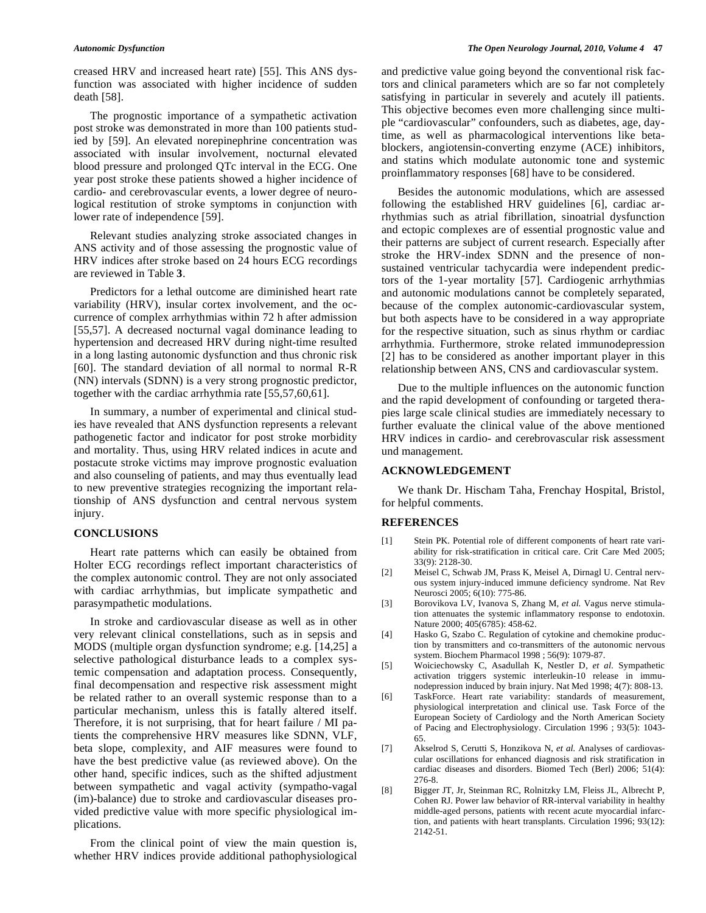creased HRV and increased heart rate) [55]. This ANS dysfunction was associated with higher incidence of sudden death [58].

The prognostic importance of a sympathetic activation post stroke was demonstrated in more than 100 patients studied by [59]. An elevated norepinephrine concentration was associated with insular involvement, nocturnal elevated blood pressure and prolonged QTc interval in the ECG. One year post stroke these patients showed a higher incidence of cardio- and cerebrovascular events, a lower degree of neurological restitution of stroke symptoms in conjunction with lower rate of independence [59].

Relevant studies analyzing stroke associated changes in ANS activity and of those assessing the prognostic value of HRV indices after stroke based on 24 hours ECG recordings are reviewed in Table **3**.

Predictors for a lethal outcome are diminished heart rate variability (HRV), insular cortex involvement, and the occurrence of complex arrhythmias within 72 h after admission [55,57]. A decreased nocturnal vagal dominance leading to hypertension and decreased HRV during night-time resulted in a long lasting autonomic dysfunction and thus chronic risk [60]. The standard deviation of all normal to normal R-R (NN) intervals (SDNN) is a very strong prognostic predictor, together with the cardiac arrhythmia rate [55,57,60,61].

In summary, a number of experimental and clinical studies have revealed that ANS dysfunction represents a relevant pathogenetic factor and indicator for post stroke morbidity and mortality. Thus, using HRV related indices in acute and postacute stroke victims may improve prognostic evaluation and also counseling of patients, and may thus eventually lead to new preventive strategies recognizing the important relationship of ANS dysfunction and central nervous system injury.

## CONCLUSIONS

Heart rate patterns which can easily be obtained from Holter ECG recordings reflect important characteristics of the complex autonomic control. They are not only associated with cardiac arrhythmias, but implicate sympathetic and parasympathetic modulations.

In stroke and cardiovascular disease as well as in other very relevant clinical constellations, such as in sepsis and MODS (multiple organ dysfunction syndrome; e.g. [14,25] a selective pathological disturbance leads to a complex systemic compensation and adaptation process. Consequently, final decompensation and respective risk assessment might be related rather to an overall systemic response than to a particular mechanism, unless this is fatally altered itself. Therefore, it is not surprising, that for heart failure / MI patients the comprehensive HRV measures like SDNN, VLF, beta slope, complexity, and AIF measures were found to have the best predictive value (as reviewed above). On the other hand, specific indices, such as the shifted adjustment between sympathetic and vagal activity (sympatho-vagal (im)-balance) due to stroke and cardiovascular diseases provided predictive value with more specific physiological implications.

From the clinical point of view the main question is, whether HRV indices provide additional pathophysiological and predictive value going beyond the conventional risk factors and clinical parameters which are so far not completely satisfying in particular in severely and acutely ill patients. This objective becomes even more challenging since multiple "cardiovascular" confounders, such as diabetes, age, daytime, as well as pharmacological interventions like beta-blockers, angiotensin-converting enzyme (ACE) inhibitors, and statins which modulate autonomic tone and systemic proinflammatory responses [68] have to be considered.

Besides the autonomic modulations, which are assessed following the established HRV guidelines [6], cardiac arrhythmias such as atrial fibrillation, sinoatrial dysfunction and ectopic complexes are of essential prognostic value and their patterns are subject of current research. Especially after stroke the HRV-index SDNN and the presence of non-sustained ventricular tachycardia were independent predictors of the 1-year mortality [57]. Cardiogenic arrhythmias and autonomic modulations cannot be completely separated, because of the complex autonomic-cardiovascular system, but both aspects have to be considered in a way appropriate for the respective situation, such as sinus rhythm or cardiac arrhythmia. Furthermore, stroke related immunodepression [2] has to be considered as another important player in this relationship between ANS, CNS and cardiovascular system.

Due to the multiple influences on the autonomic function and the rapid development of confounding or targeted therapies large scale clinical studies are immediately necessary to further evaluate the clinical value of the above mentioned HRV indices in cardio- and cerebrovascular risk assessment und management.

## ACKNOWLEDGEMENT

We thank Dr. Hischam Taha, Frenchay Hospital, Bristol, for helpful comments.

## REFERENCES

[1] Stein PK. Potential role of different components of heart rate variability for risk-stratification in critical care. Crit Care Med 2005; 33(9): 2128-30.

[2] Meisel C, Schwab JM, Prass K, Meisel A, Dirnagl U. Central nervous system injury-induced immune deficiency syndrome. Nat Rev Neurosci 2005; 6(10): 775-86.

[3] Borovikova LV, Ivanova S, Zhang M, *et al.* Vagus nerve stimulation attenuates the systemic inflammatory response to endotoxin. Nature 2000; 405(6785): 458-62.

[4] Hasko G, Szabo C. Regulation of cytokine and chemokine production by transmitters and co-transmitters of the autonomic nervous system. Biochem Pharmacol 1998 ; 56(9): 1079-87.

[5] Woiciechowsky C, Asadullah K, Nestler D, *et al.* Sympathetic activation triggers systemic interleukin-10 release in immunodepression induced by brain injury. Nat Med 1998; 4(7): 808-13.

[6] TaskForce. Heart rate variability: standards of measurement, physiological interpretation and clinical use. Task Force of the European Society of Cardiology and the North American Society of Pacing and Electrophysiology. Circulation 1996 ; 93(5): 1043-65.

[7] Akselrod S, Cerutti S, Honzikova N, *et al.* Analyses of cardiovascular oscillations for enhanced diagnosis and risk stratification in cardiac diseases and disorders. Biomed Tech (Berl) 2006; 51(4): 276-8.

[8] Bigger JT, Jr, Steinman RC, Rolnitzky LM, Fleiss JL, Albrecht P, Cohen RJ. Power law behavior of RR-interval variability in healthy middle-aged persons, patients with recent acute myocardial infarction, and patients with heart transplants. Circulation 1996; 93(12): 2142-51.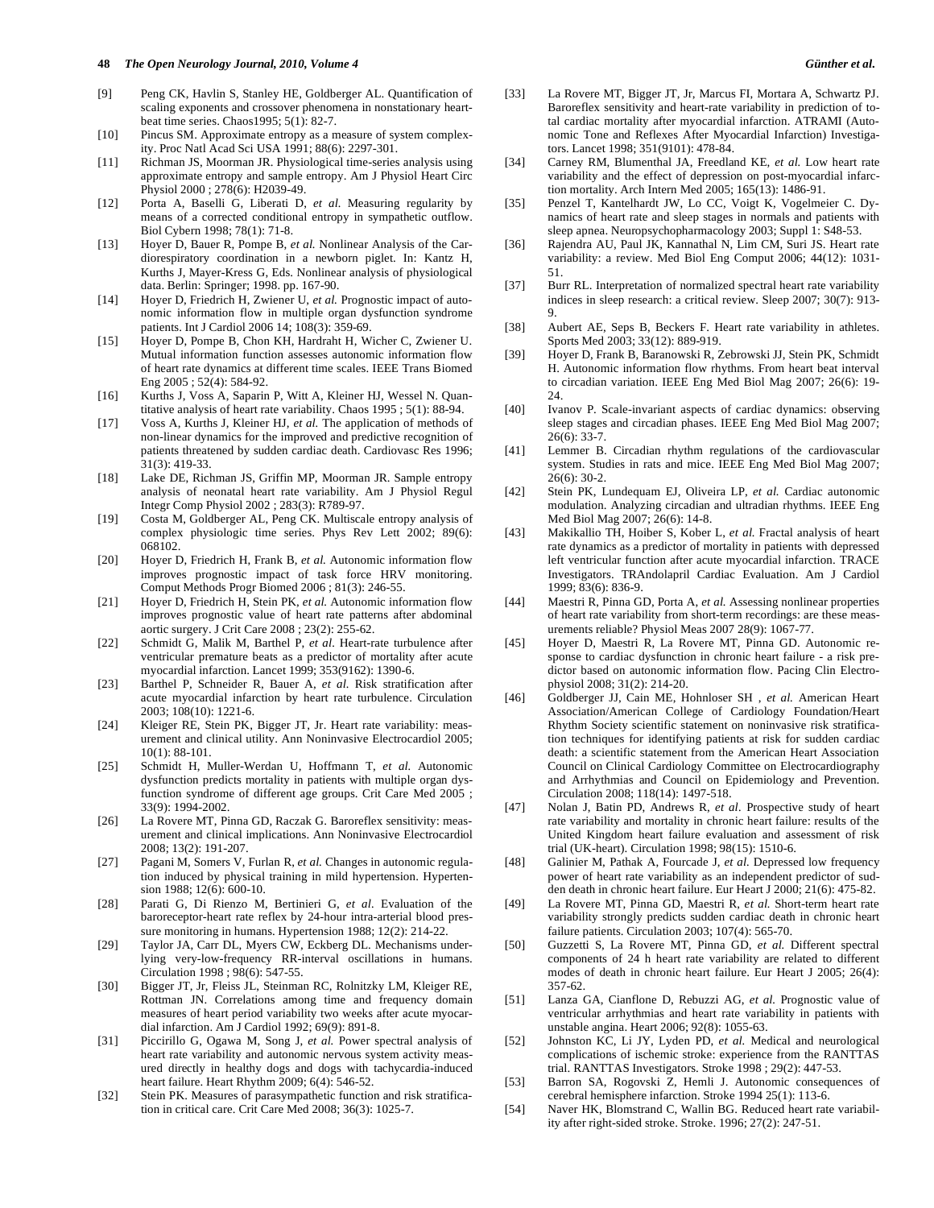[9] Peng CK, Havlin S, Stanley HE, Goldberger AL. Quantification of scaling exponents and crossover phenomena in nonstationary heartbeat time series. Chaos1995; 5(1): 82-7.

[10] Pincus SM. Approximate entropy as a measure of system complexity. Proc Natl Acad Sci USA 1991; 88(6): 2297-301.

[11] Richman JS, Moorman JR. Physiological time-series analysis using approximate entropy and sample entropy. Am J Physiol Heart Circ Physiol 2000 ; 278(6): H2039-49.

[12] Porta A, Baselli G, Liberati D, *et al.* Measuring regularity by means of a corrected conditional entropy in sympathetic outflow. Biol Cybern 1998; 78(1): 71-8.

[13] Hoyer D, Bauer R, Pompe B, *et al.* Nonlinear Analysis of the Cardiorespiratory coordination in a newborn piglet. In: Kantz H, Kurths J, Mayer-Kress G, Eds. Nonlinear analysis of physiological data. Berlin: Springer; 1998. pp. 167-90.

[14] Hoyer D, Friedrich H, Zwiener U, *et al.* Prognostic impact of autonomic information flow in multiple organ dysfunction syndrome patients. Int J Cardiol 2006 14; 108(3): 359-69.

[15] Hoyer D, Pompe B, Chon KH, Hardraht H, Wicher C, Zwiener U. Mutual information function assesses autonomic information flow of heart rate dynamics at different time scales. IEEE Trans Biomed Eng 2005 ; 52(4): 584-92.

[16] Kurths J, Voss A, Saparin P, Witt A, Kleiner HJ, Wessel N. Quantitative analysis of heart rate variability. Chaos 1995 ; 5(1): 88-94.

[17] Voss A, Kurths J, Kleiner HJ, *et al.* The application of methods of non-linear dynamics for the improved and predictive recognition of patients threatened by sudden cardiac death. Cardiovasc Res 1996; 31(3): 419-33.

[18] Lake DE, Richman JS, Griffin MP, Moorman JR. Sample entropy analysis of neonatal heart rate variability. Am J Physiol Regul Integr Comp Physiol 2002 ; 283(3): R789-97.

[19] Costa M, Goldberger AL, Peng CK. Multiscale entropy analysis of complex physiologic time series. Phys Rev Lett 2002; 89(6): 068102.

[20] Hoyer D, Friedrich H, Frank B, *et al.* Autonomic information flow improves prognostic impact of task force HRV monitoring. Comput Methods Progr Biomed 2006 ; 81(3): 246-55.

[21] Hoyer D, Friedrich H, Stein PK, *et al.* Autonomic information flow improves prognostic value of heart rate patterns after abdominal aortic surgery. J Crit Care 2008 ; 23(2): 255-62.

[22] Schmidt G, Malik M, Barthel P, *et al.* Heart-rate turbulence after ventricular premature beats as a predictor of mortality after acute myocardial infarction. Lancet 1999; 353(9162): 1390-6.

[23] Barthel P, Schneider R, Bauer A, *et al.* Risk stratification after acute myocardial infarction by heart rate turbulence. Circulation 2003; 108(10): 1221-6.

[24] Kleiger RE, Stein PK, Bigger JT, Jr. Heart rate variability: measurement and clinical utility. Ann Noninvasive Electrocardiol 2005; 10(1): 88-101.

[25] Schmidt H, Muller-Werdan U, Hoffmann T, *et al.* Autonomic dysfunction predicts mortality in patients with multiple organ dysfunction syndrome of different age groups. Crit Care Med 2005 ; 33(9): 1994-2002.

[26] La Rovere MT, Pinna GD, Raczak G. Baroreflex sensitivity: measurement and clinical implications. Ann Noninvasive Electrocardiol 2008; 13(2): 191-207.

[27] Pagani M, Somers V, Furlan R, *et al.* Changes in autonomic regulation induced by physical training in mild hypertension. Hypertension 1988; 12(6): 600-10.

[28] Parati G, Di Rienzo M, Bertinieri G, *et al.* Evaluation of the baroreceptor-heart rate reflex by 24-hour intra-arterial blood pressure monitoring in humans. Hypertension 1988; 12(2): 214-22.

[29] Taylor JA, Carr DL, Myers CW, Eckberg DL. Mechanisms underlying very-low-frequency RR-interval oscillations in humans. Circulation 1998 ; 98(6): 547-55.

[30] Bigger JT, Jr, Fleiss JL, Steinman RC, Rolnitzky LM, Kleiger RE, Rottman JN. Correlations among time and frequency domain measures of heart period variability two weeks after acute myocardial infarction. Am J Cardiol 1992; 69(9): 891-8.

[31] Piccirillo G, Ogawa M, Song J, *et al.* Power spectral analysis of heart rate variability and autonomic nervous system activity measured directly in healthy dogs and dogs with tachycardia-induced heart failure. Heart Rhythm 2009; 6(4): 546-52.

[32] Stein PK. Measures of parasympathetic function and risk stratification in critical care. Crit Care Med 2008; 36(3): 1025-7.

[33] La Rovere MT, Bigger JT, Jr, Marcus FI, Mortara A, Schwartz PJ. Baroreflex sensitivity and heart-rate variability in prediction of total cardiac mortality after myocardial infarction. ATRAMI (Autonomic Tone and Reflexes After Myocardial Infarction) Investigators. Lancet 1998; 351(9101): 478-84.

[34] Carney RM, Blumenthal JA, Freedland KE, *et al.* Low heart rate variability and the effect of depression on post-myocardial infarction mortality. Arch Intern Med 2005; 165(13): 1486-91.

[35] Penzel T, Kantelhardt JW, Lo CC, Voigt K, Vogelmeier C. Dynamics of heart rate and sleep stages in normals and patients with sleep apnea. Neuropsychopharmacology 2003; Suppl 1: S48-53.

[36] Rajendra AU, Paul JK, Kannathal N, Lim CM, Suri JS. Heart rate variability: a review. Med Biol Eng Comput 2006; 44(12): 1031-51.

[37] Burr RL. Interpretation of normalized spectral heart rate variability indices in sleep research: a critical review. Sleep 2007; 30(7): 913-9.

[38] Aubert AE, Seps B, Beckers F. Heart rate variability in athletes. Sports Med 2003; 33(12): 889-919.

[39] Hoyer D, Frank B, Baranowski R, Zebrowski JJ, Stein PK, Schmidt H. Autonomic information flow rhythms. From heart beat interval to circadian variation. IEEE Eng Med Biol Mag 2007; 26(6): 19-24.

[40] Ivanov P. Scale-invariant aspects of cardiac dynamics: observing sleep stages and circadian phases. IEEE Eng Med Biol Mag 2007; 26(6): 33-7.

[41] Lemmer B. Circadian rhythm regulations of the cardiovascular system. Studies in rats and mice. IEEE Eng Med Biol Mag 2007; 26(6): 30-2.

[42] Stein PK, Lundequam EJ, Oliveira LP, *et al.* Cardiac autonomic modulation. Analyzing circadian and ultradian rhythms. IEEE Eng Med Biol Mag 2007; 26(6): 14-8.

[43] Makikallio TH, Hoiber S, Kober L, *et al.* Fractal analysis of heart rate dynamics as a predictor of mortality in patients with depressed left ventricular function after acute myocardial infarction. TRACE Investigators. TRAndolapril Cardiac Evaluation. Am J Cardiol 1999; 83(6): 836-9.

[44] Maestri R, Pinna GD, Porta A, *et al.* Assessing nonlinear properties of heart rate variability from short-term recordings: are these measurements reliable? Physiol Meas 2007 28(9): 1067-77.

[45] Hoyer D, Maestri R, La Rovere MT, Pinna GD. Autonomic response to cardiac dysfunction in chronic heart failure - a risk predictor based on autonomic information flow. Pacing Clin Electrophysiol 2008; 31(2): 214-20.

[46] Goldberger JJ, Cain ME, Hohnloser SH , *et al.* American Heart Association/American College of Cardiology Foundation/Heart Rhythm Society scientific statement on noninvasive risk stratification techniques for identifying patients at risk for sudden cardiac death: a scientific statement from the American Heart Association Council on Clinical Cardiology Committee on Electrocardiography and Arrhythmias and Council on Epidemiology and Prevention. Circulation 2008; 118(14): 1497-518.

[47] Nolan J, Batin PD, Andrews R, *et al.* Prospective study of heart rate variability and mortality in chronic heart failure: results of the United Kingdom heart failure evaluation and assessment of risk trial (UK-heart). Circulation 1998; 98(15): 1510-6.

[48] Galinier M, Pathak A, Fourcade J, *et al.* Depressed low frequency power of heart rate variability as an independent predictor of sudden death in chronic heart failure. Eur Heart J 2000; 21(6): 475-82.

[49] La Rovere MT, Pinna GD, Maestri R, *et al.* Short-term heart rate variability strongly predicts sudden cardiac death in chronic heart failure patients. Circulation 2003; 107(4): 565-70.

[50] Guzzetti S, La Rovere MT, Pinna GD, *et al.* Different spectral components of 24 h heart rate variability are related to different modes of death in chronic heart failure. Eur Heart J 2005; 26(4): 357-62.

[51] Lanza GA, Cianflone D, Rebuzzi AG, *et al.* Prognostic value of ventricular arrhythmias and heart rate variability in patients with unstable angina. Heart 2006; 92(8): 1055-63.

[52] Johnston KC, Li JY, Lyden PD, *et al.* Medical and neurological complications of ischemic stroke: experience from the RANTTAS trial. RANTTAS Investigators. Stroke 1998 ; 29(2): 447-53.

[53] Barron SA, Rogovski Z, Hemli J. Autonomic consequences of cerebral hemisphere infarction. Stroke 1994 25(1): 113-6.

[54] Naver HK, Blomstrand C, Wallin BG. Reduced heart rate variability after right-sided stroke. Stroke. 1996; 27(2): 247-51.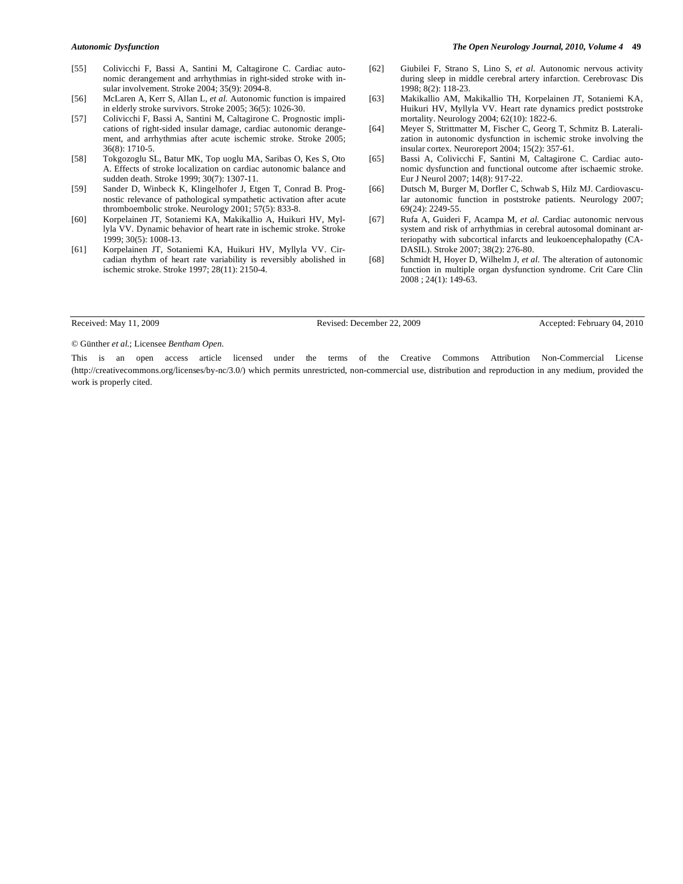[55] Colivicchi F, Bassi A, Santini M, Caltagirone C. Cardiac autonomic derangement and arrhythmias in right-sided stroke with insular involvement. Stroke 2004; 35(9): 2094-8.

[56] McLaren A, Kerr S, Allan L, *et al.* Autonomic function is impaired in elderly stroke survivors. Stroke 2005; 36(5): 1026-30.

[57] Colivicchi F, Bassi A, Santini M, Caltagirone C. Prognostic implications of right-sided insular damage, cardiac autonomic derangement, and arrhythmias after acute ischemic stroke. Stroke 2005; 36(8): 1710-5.

[58] Tokgozoglu SL, Batur MK, Top uoglu MA, Saribas O, Kes S, Oto A. Effects of stroke localization on cardiac autonomic balance and sudden death. Stroke 1999; 30(7): 1307-11.

[59] Sander D, Winbeck K, Klingelhofer J, Etgen T, Conrad B. Prognostic relevance of pathological sympathetic activation after acute thromboembolic stroke. Neurology 2001; 57(5): 833-8.

[60] Korpelainen JT, Sotaniemi KA, Makikallio A, Huikuri HV, Myllyla VV. Dynamic behavior of heart rate in ischemic stroke. Stroke 1999; 30(5): 1008-13.

[61] Korpelainen JT, Sotaniemi KA, Huikuri HV, Myllyla VV. Circadian rhythm of heart rate variability is reversibly abolished in ischemic stroke. Stroke 1997; 28(11): 2150-4.

[62] Giubilei F, Strano S, Lino S, *et al*. Autonomic nervous activity during sleep in middle cerebral artery infarction. Cerebrovasc Dis 1998; 8(2): 118-23.

[63] Makikallio AM, Makikallio TH, Korpelainen JT, Sotaniemi KA, Huikuri HV, Myllyla VV. Heart rate dynamics predict poststroke mortality. Neurology 2004; 62(10): 1822-6.

[64] Meyer S, Strittmatter M, Fischer C, Georg T, Schmitz B. Lateralization in autonomic dysfunction in ischemic stroke involving the insular cortex. Neuroreport 2004; 15(2): 357-61.

[65] Bassi A, Colivicchi F, Santini M, Caltagirone C. Cardiac autonomic dysfunction and functional outcome after ischaemic stroke. Eur J Neurol 2007; 14(8): 917-22.

[66] Dutsch M, Burger M, Dorfler C, Schwab S, Hilz MJ. Cardiovascular autonomic function in poststroke patients. Neurology 2007; 69(24): 2249-55.

[67] Rufa A, Guideri F, Acampa M, *et al.* Cardiac autonomic nervous system and risk of arrhythmias in cerebral autosomal dominant arteriopathy with subcortical infarcts and leukoencephalopathy (CADASIL). Stroke 2007; 38(2): 276-80.

[68] Schmidt H, Hoyer D, Wilhelm J, *et al*. The alteration of autonomic function in multiple organ dysfunction syndrome. Crit Care Clin 2008 ; 24(1): 149-63.

Received: May 11, 2009 Revised: December 22, 2009 Accepted: February 04, 2010

© Günther *et al.*; Licensee *Bentham Open.*

This is an open access article licensed under the terms of the Creative Commons Attribution Non-Commercial License (http://creativecommons.org/licenses/by-nc/3.0/) which permits unrestricted, non-commercial use, distribution and reproduction in any medium, provided the work is properly cited.